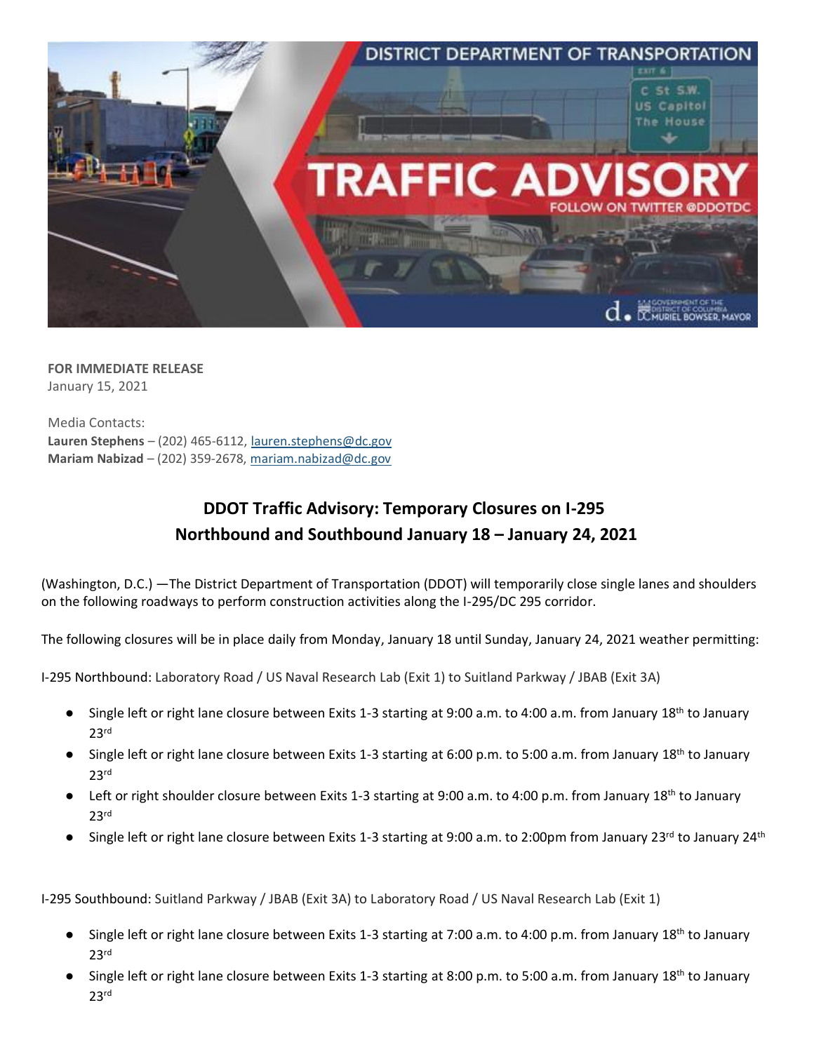**FOR IMMEDIATE RELEASE**
January 15, 2021

Media Contacts:
**Lauren Stephens** – (202) 465-6112, lauren.stephens@dc.gov
**Mariam Nabizad** – (202) 359-2678, mariam.nabizad@dc.gov

## DDOT Traffic Advisory: Temporary Closures on I-295 Northbound and Southbound January 18 – January 24, 2021

(Washington, D.C.) —The District Department of Transportation (DDOT) will temporarily close single lanes and shoulders on the following roadways to perform construction activities along the I-295/DC 295 corridor.

The following closures will be in place daily from Monday, January 18 until Sunday, January 24, 2021 weather permitting:

I-295 Northbound: Laboratory Road / US Naval Research Lab (Exit 1) to Suitland Parkway / JBAB (Exit 3A)

- Single left or right lane closure between Exits 1-3 starting at 9:00 a.m. to 4:00 a.m. from January 18th to January 23rd
- Single left or right lane closure between Exits 1-3 starting at 6:00 p.m. to 5:00 a.m. from January 18th to January 23rd
- Left or right shoulder closure between Exits 1-3 starting at 9:00 a.m. to 4:00 p.m. from January 18th to January 23rd
- Single left or right lane closure between Exits 1-3 starting at 9:00 a.m. to 2:00pm from January 23rd to January 24th

I-295 Southbound: Suitland Parkway / JBAB (Exit 3A) to Laboratory Road / US Naval Research Lab (Exit 1)

- Single left or right lane closure between Exits 1-3 starting at 7:00 a.m. to 4:00 p.m. from January 18th to January 23rd
- Single left or right lane closure between Exits 1-3 starting at 8:00 p.m. to 5:00 a.m. from January 18th to January 23rd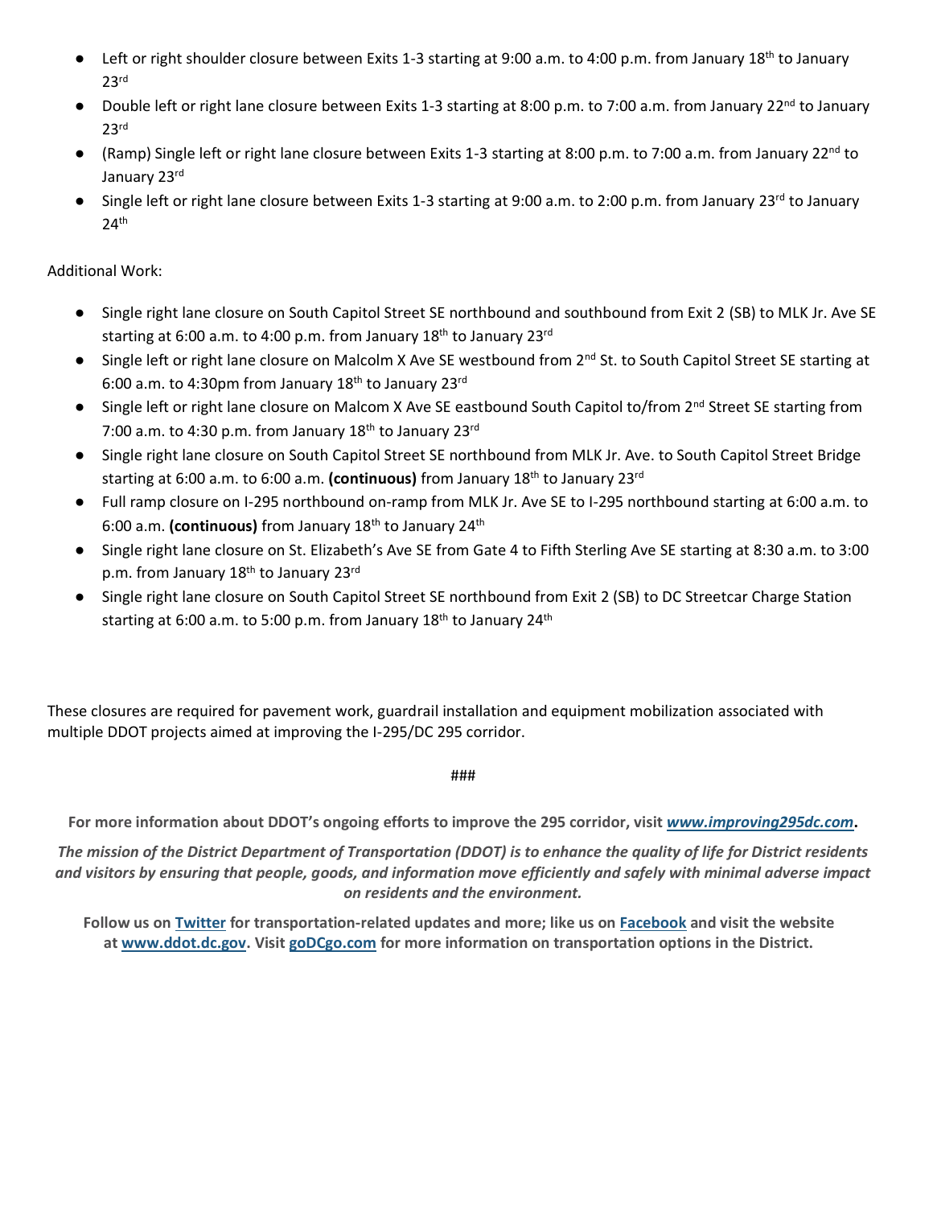- Left or right shoulder closure between Exits 1-3 starting at 9:00 a.m. to 4:00 p.m. from January 18th to January 23rd
- Double left or right lane closure between Exits 1-3 starting at 8:00 p.m. to 7:00 a.m. from January 22nd to January 23rd
- (Ramp) Single left or right lane closure between Exits 1-3 starting at 8:00 p.m. to 7:00 a.m. from January 22nd to January 23rd
- Single left or right lane closure between Exits 1-3 starting at 9:00 a.m. to 2:00 p.m. from January 23rd to January 24th

Additional Work:

- Single right lane closure on South Capitol Street SE northbound and southbound from Exit 2 (SB) to MLK Jr. Ave SE starting at 6:00 a.m. to 4:00 p.m. from January 18th to January 23rd
- Single left or right lane closure on Malcolm X Ave SE westbound from 2nd St. to South Capitol Street SE starting at 6:00 a.m. to 4:30pm from January 18th to January 23rd
- Single left or right lane closure on Malcom X Ave SE eastbound South Capitol to/from 2nd Street SE starting from 7:00 a.m. to 4:30 p.m. from January 18th to January 23rd
- Single right lane closure on South Capitol Street SE northbound from MLK Jr. Ave. to South Capitol Street Bridge starting at 6:00 a.m. to 6:00 a.m. **(continuous)** from January 18th to January 23rd
- Full ramp closure on I-295 northbound on-ramp from MLK Jr. Ave SE to I-295 northbound starting at 6:00 a.m. to 6:00 a.m. **(continuous)** from January 18th to January 24th
- Single right lane closure on St. Elizabeth's Ave SE from Gate 4 to Fifth Sterling Ave SE starting at 8:30 a.m. to 3:00 p.m. from January 18th to January 23rd
- Single right lane closure on South Capitol Street SE northbound from Exit 2 (SB) to DC Streetcar Charge Station starting at 6:00 a.m. to 5:00 p.m. from January 18th to January 24th

These closures are required for pavement work, guardrail installation and equipment mobilization associated with multiple DDOT projects aimed at improving the I-295/DC 295 corridor.

###

**For more information about DDOT's ongoing efforts to improve the 295 corridor, visit *www.improving295dc.com*.**

***The mission of the District Department of Transportation (DDOT) is to enhance the quality of life for District residents and visitors by ensuring that people, goods, and information move efficiently and safely with minimal adverse impact on residents and the environment.***

**Follow us on Twitter for transportation-related updates and more; like us on Facebook and visit the website at www.ddot.dc.gov. Visit goDCgo.com for more information on transportation options in the District.**